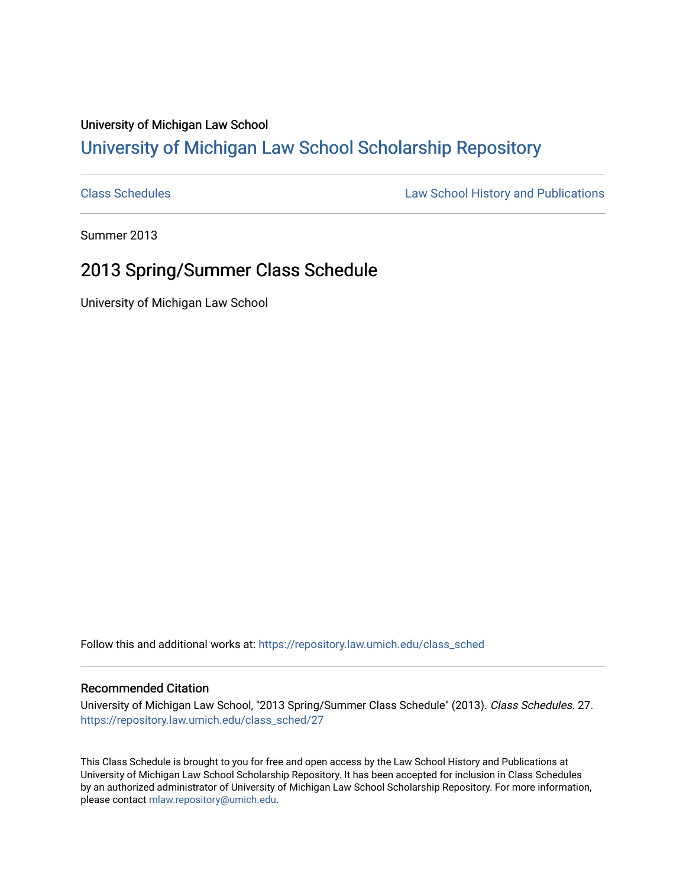University of Michigan Law School

# University of Michigan Law School Scholarship Repository

Class Schedules | Law School History and Publications

Summer 2013

## 2013 Spring/Summer Class Schedule

University of Michigan Law School

Follow this and additional works at: https://repository.law.umich.edu/class_sched

### Recommended Citation

University of Michigan Law School, "2013 Spring/Summer Class Schedule" (2013). *Class Schedules*. 27.
https://repository.law.umich.edu/class_sched/27

This Class Schedule is brought to you for free and open access by the Law School History and Publications at University of Michigan Law School Scholarship Repository. It has been accepted for inclusion in Class Schedules by an authorized administrator of University of Michigan Law School Scholarship Repository. For more information, please contact mlaw.repository@umich.edu.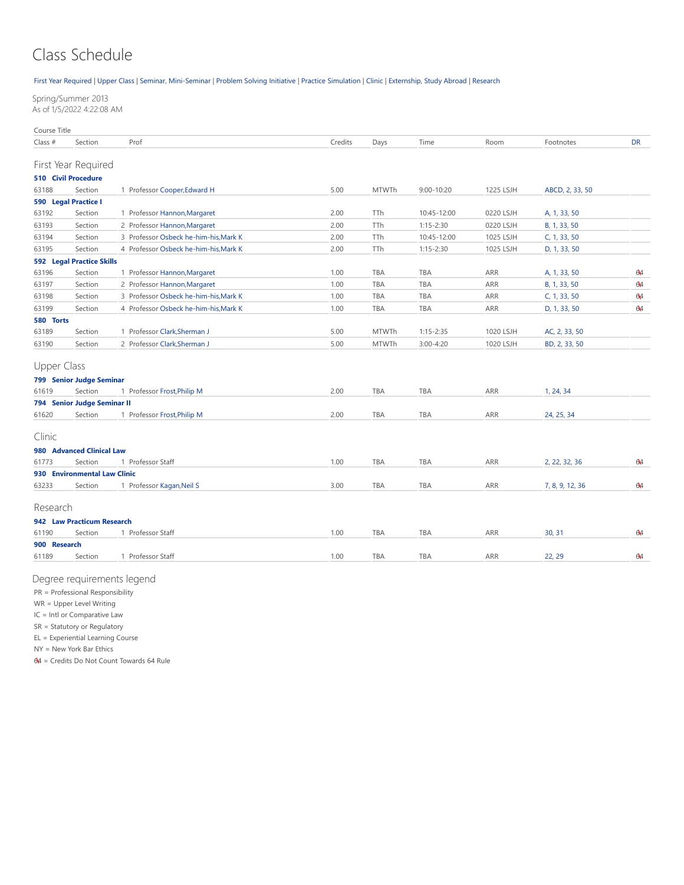# Class Schedule

First Year Required | Upper Class | Seminar, Mini-Seminar | Problem Solving Initiative | Practice Simulation | Clinic | Externship, Study Abroad | Research

Spring/Summer 2013
As of 1/5/2022 4:22:08 AM

| Class # | Section | Prof | Credits | Days | Time | Room | Footnotes | DR |
|---|---|---|---|---|---|---|---|---|
| **First Year Required** | | | | | | | | |
| **510 Civil Procedure** | | | | | | | | |
| 63188 | Section 1 | Professor Cooper,Edward H | 5.00 | MTWTh | 9:00-10:20 | 1225 LSJH | ABCD, 2, 33, 50 | |
| **590 Legal Practice I** | | | | | | | | |
| 63192 | Section 1 | Professor Hannon,Margaret | 2.00 | TTh | 10:45-12:00 | 0220 LSJH | A, 1, 33, 50 | |
| 63193 | Section 2 | Professor Hannon,Margaret | 2.00 | TTh | 1:15-2:30 | 0220 LSJH | B, 1, 33, 50 | |
| 63194 | Section 3 | Professor Osbeck he-him-his,Mark K | 2.00 | TTh | 10:45-12:00 | 1025 LSJH | C, 1, 33, 50 | |
| 63195 | Section 4 | Professor Osbeck he-him-his,Mark K | 2.00 | TTh | 1:15-2:30 | 1025 LSJH | D, 1, 33, 50 | |
| **592 Legal Practice Skills** | | | | | | | | |
| 63196 | Section 1 | Professor Hannon,Margaret | 1.00 | TBA | TBA | ARR | A, 1, 33, 50 | 64 |
| 63197 | Section 2 | Professor Hannon,Margaret | 1.00 | TBA | TBA | ARR | B, 1, 33, 50 | 64 |
| 63198 | Section 3 | Professor Osbeck he-him-his,Mark K | 1.00 | TBA | TBA | ARR | C, 1, 33, 50 | 64 |
| 63199 | Section 4 | Professor Osbeck he-him-his,Mark K | 1.00 | TBA | TBA | ARR | D, 1, 33, 50 | 64 |
| **580 Torts** | | | | | | | | |
| 63189 | Section 1 | Professor Clark,Sherman J | 5.00 | MTWTh | 1:15-2:35 | 1020 LSJH | AC, 2, 33, 50 | |
| 63190 | Section 2 | Professor Clark,Sherman J | 5.00 | MTWTh | 3:00-4:20 | 1020 LSJH | BD, 2, 33, 50 | |
| **Upper Class** | | | | | | | | |
| **799 Senior Judge Seminar** | | | | | | | | |
| 61619 | Section 1 | Professor Frost,Philip M | 2.00 | TBA | TBA | ARR | 1, 24, 34 | |
| **794 Senior Judge Seminar II** | | | | | | | | |
| 61620 | Section 1 | Professor Frost,Philip M | 2.00 | TBA | TBA | ARR | 24, 25, 34 | |
| **Clinic** | | | | | | | | |
| **980 Advanced Clinical Law** | | | | | | | | |
| 61773 | Section 1 | Professor Staff | 1.00 | TBA | TBA | ARR | 2, 22, 32, 36 | 64 |
| **930 Environmental Law Clinic** | | | | | | | | |
| 63233 | Section 1 | Professor Kagan,Neil S | 3.00 | TBA | TBA | ARR | 7, 8, 9, 12, 36 | 64 |
| **Research** | | | | | | | | |
| **942 Law Practicum Research** | | | | | | | | |
| 61190 | Section 1 | Professor Staff | 1.00 | TBA | TBA | ARR | 30, 31 | 64 |
| **900 Research** | | | | | | | | |
| 61189 | Section 1 | Professor Staff | 1.00 | TBA | TBA | ARR | 22, 29 | 64 |

## Degree requirements legend

PR = Professional Responsibility
WR = Upper Level Writing
IC = Intl or Comparative Law
SR = Statutory or Regulatory
EL = Experiential Learning Course
NY = New York Bar Ethics
64 = Credits Do Not Count Towards 64 Rule